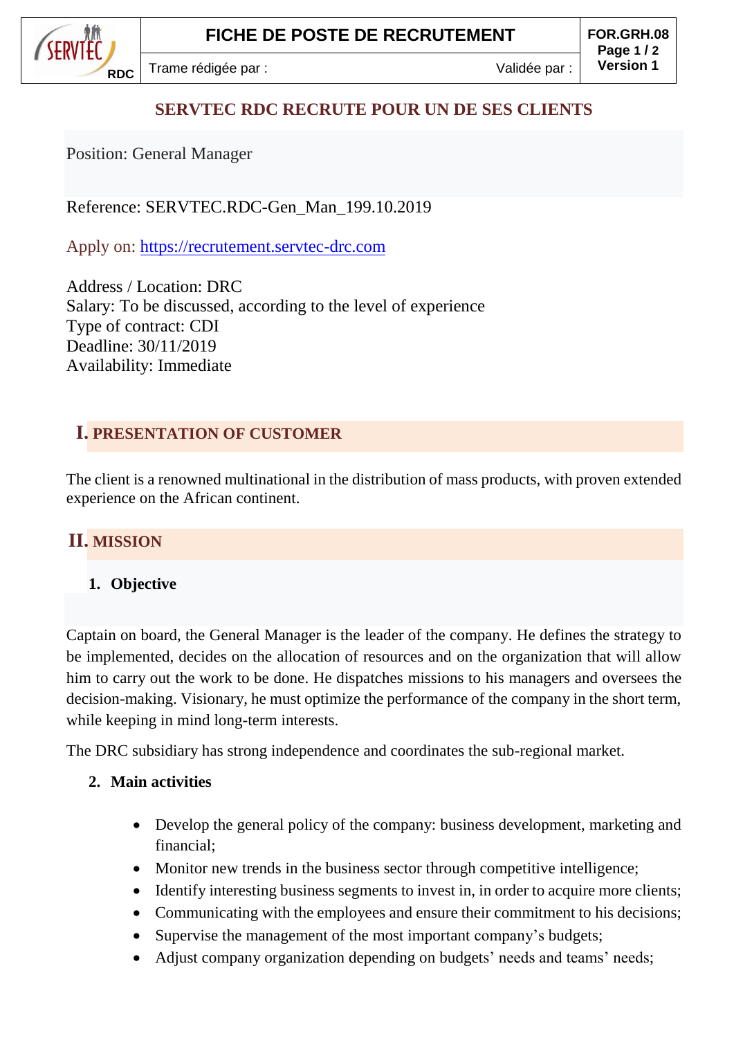| SERVTEC RDC | FICHE DE POSTE DE RECRUTEMENT | | FOR.GRH.08 Page 1 / 2 Version 1 |
|---|---|---|---|
| | Trame rédigée par : | Validée par : | |

## SERVTEC RDC RECRUTE POUR UN DE SES CLIENTS

Position: General Manager

Reference: SERVTEC.RDC-Gen_Man_199.10.2019

Apply on: https://recrutement.servtec-drc.com

Address / Location: DRC
Salary: To be discussed, according to the level of experience
Type of contract: CDI
Deadline: 30/11/2019
Availability: Immediate

## I. PRESENTATION OF CUSTOMER

The client is a renowned multinational in the distribution of mass products, with proven extended experience on the African continent.

## II. MISSION

### 1. Objective

Captain on board, the General Manager is the leader of the company. He defines the strategy to be implemented, decides on the allocation of resources and on the organization that will allow him to carry out the work to be done. He dispatches missions to his managers and oversees the decision-making. Visionary, he must optimize the performance of the company in the short term, while keeping in mind long-term interests.

The DRC subsidiary has strong independence and coordinates the sub-regional market.

### 2. Main activities

- Develop the general policy of the company: business development, marketing and financial;
- Monitor new trends in the business sector through competitive intelligence;
- Identify interesting business segments to invest in, in order to acquire more clients;
- Communicating with the employees and ensure their commitment to his decisions;
- Supervise the management of the most important company's budgets;
- Adjust company organization depending on budgets' needs and teams' needs;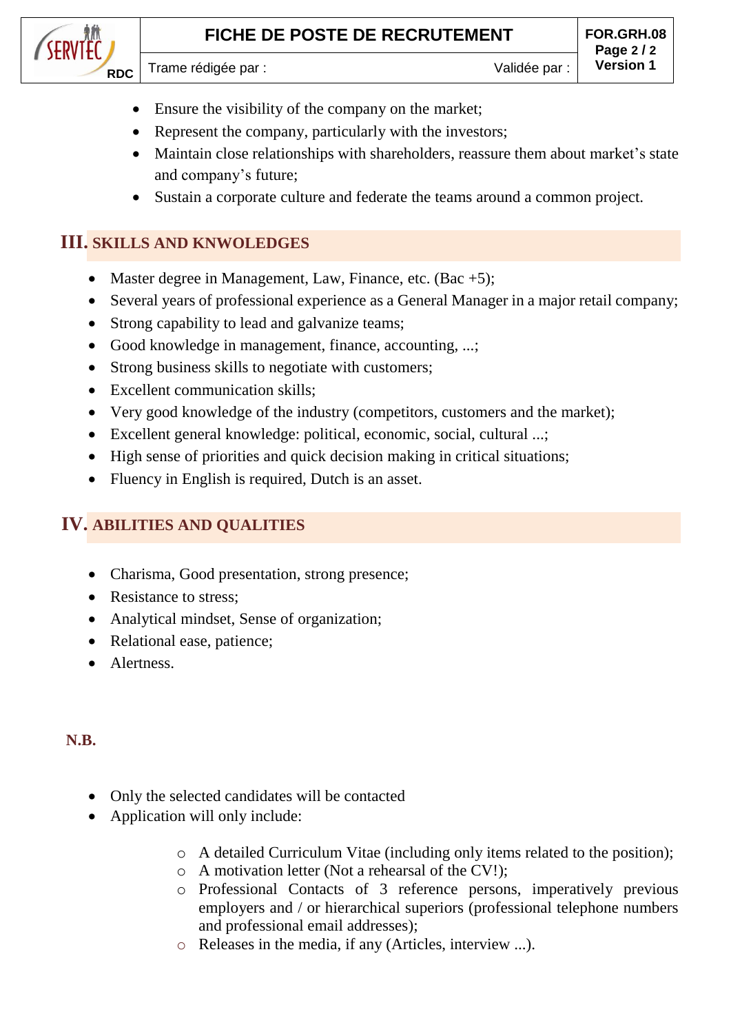- Ensure the visibility of the company on the market;
- Represent the company, particularly with the investors;
- Maintain close relationships with shareholders, reassure them about market's state and company's future;
- Sustain a corporate culture and federate the teams around a common project.

## III. SKILLS AND KNWOLEDGES

- Master degree in Management, Law, Finance, etc. (Bac +5);
- Several years of professional experience as a General Manager in a major retail company;
- Strong capability to lead and galvanize teams;
- Good knowledge in management, finance, accounting, ...;
- Strong business skills to negotiate with customers;
- Excellent communication skills;
- Very good knowledge of the industry (competitors, customers and the market);
- Excellent general knowledge: political, economic, social, cultural ...;
- High sense of priorities and quick decision making in critical situations;
- Fluency in English is required, Dutch is an asset.

## IV. ABILITIES AND QUALITIES

- Charisma, Good presentation, strong presence;
- Resistance to stress;
- Analytical mindset, Sense of organization;
- Relational ease, patience;
- Alertness.

**N.B.**

- Only the selected candidates will be contacted
- Application will only include:
  - A detailed Curriculum Vitae (including only items related to the position);
  - A motivation letter (Not a rehearsal of the CV!);
  - Professional Contacts of 3 reference persons, imperatively previous employers and / or hierarchical superiors (professional telephone numbers and professional email addresses);
  - Releases in the media, if any (Articles, interview ...).